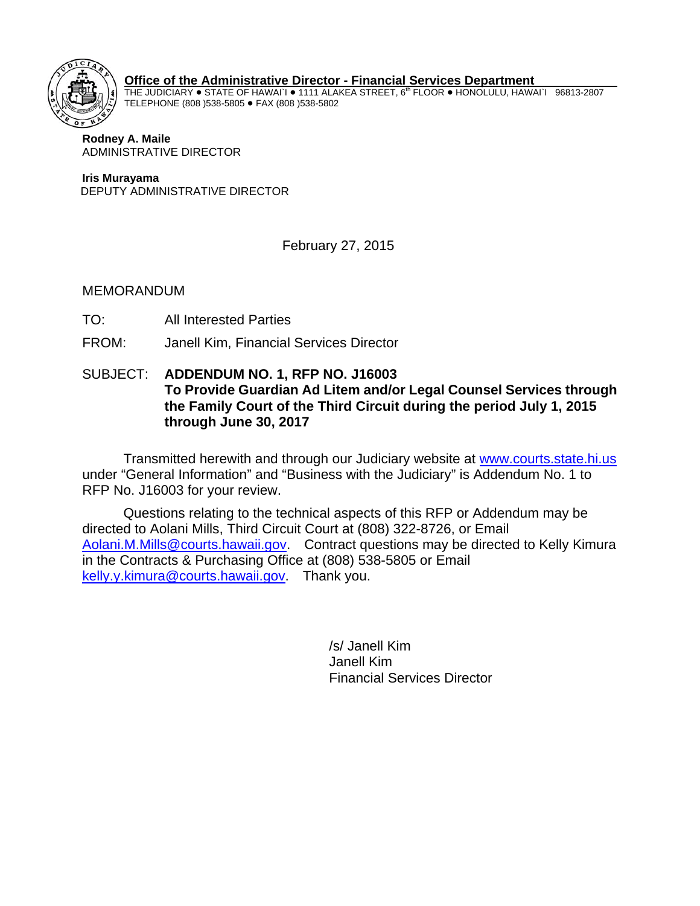**Office of the Administrative Director - Financial Services Department**

THE JUDICIARY ● STATE OF HAWAI`I ● 1111 ALAKEA STREET, 6th FLOOR ● HONOLULU, HAWAI`I 96813-2807
TELEPHONE (808 )538-5805 ● FAX (808 )538-5802

**Rodney A. Maile**
ADMINISTRATIVE DIRECTOR

**Iris Murayama**
DEPUTY ADMINISTRATIVE DIRECTOR

February 27, 2015

MEMORANDUM

TO: All Interested Parties

FROM: Janell Kim, Financial Services Director

SUBJECT: **ADDENDUM NO. 1, RFP NO. J16003**
**To Provide Guardian Ad Litem and/or Legal Counsel Services through the Family Court of the Third Circuit during the period July 1, 2015 through June 30, 2017**

Transmitted herewith and through our Judiciary website at www.courts.state.hi.us under "General Information" and "Business with the Judiciary" is Addendum No. 1 to RFP No. J16003 for your review.

Questions relating to the technical aspects of this RFP or Addendum may be directed to Aolani Mills, Third Circuit Court at (808) 322-8726, or Email Aolani.M.Mills@courts.hawaii.gov. Contract questions may be directed to Kelly Kimura in the Contracts & Purchasing Office at (808) 538-5805 or Email kelly.y.kimura@courts.hawaii.gov. Thank you.

/s/ Janell Kim
Janell Kim
Financial Services Director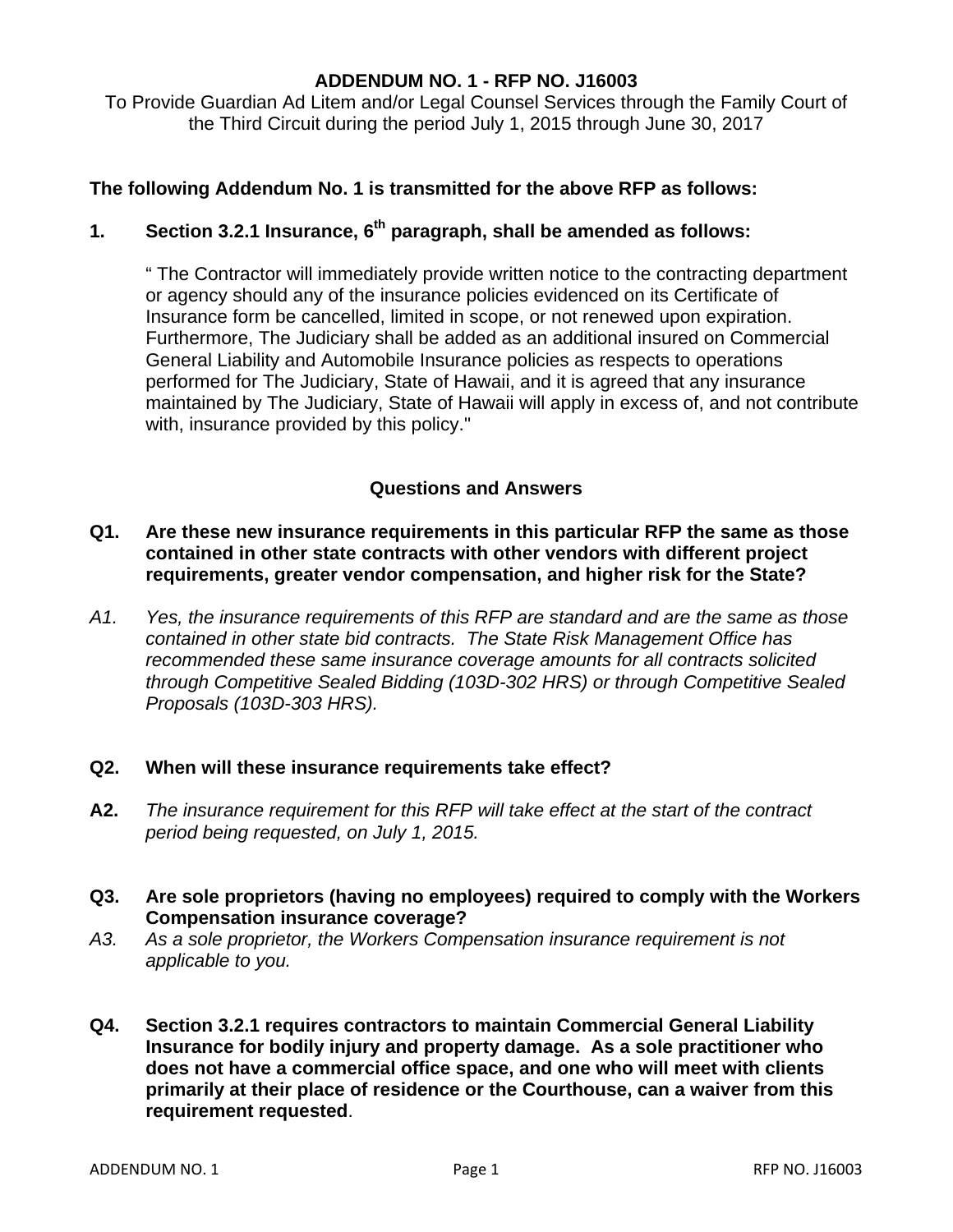**ADDENDUM NO. 1 - RFP NO. J16003**

To Provide Guardian Ad Litem and/or Legal Counsel Services through the Family Court of the Third Circuit during the period July 1, 2015 through June 30, 2017

**The following Addendum No. 1 is transmitted for the above RFP as follows:**

**1. Section 3.2.1 Insurance, 6th paragraph, shall be amended as follows:**

" The Contractor will immediately provide written notice to the contracting department or agency should any of the insurance policies evidenced on its Certificate of Insurance form be cancelled, limited in scope, or not renewed upon expiration. Furthermore, The Judiciary shall be added as an additional insured on Commercial General Liability and Automobile Insurance policies as respects to operations performed for The Judiciary, State of Hawaii, and it is agreed that any insurance maintained by The Judiciary, State of Hawaii will apply in excess of, and not contribute with, insurance provided by this policy."

## Questions and Answers

**Q1. Are these new insurance requirements in this particular RFP the same as those contained in other state contracts with other vendors with different project requirements, greater vendor compensation, and higher risk for the State?**

*A1. Yes, the insurance requirements of this RFP are standard and are the same as those contained in other state bid contracts. The State Risk Management Office has recommended these same insurance coverage amounts for all contracts solicited through Competitive Sealed Bidding (103D-302 HRS) or through Competitive Sealed Proposals (103D-303 HRS).*

**Q2. When will these insurance requirements take effect?**

**A2.** *The insurance requirement for this RFP will take effect at the start of the contract period being requested, on July 1, 2015.*

**Q3. Are sole proprietors (having no employees) required to comply with the Workers Compensation insurance coverage?**

*A3. As a sole proprietor, the Workers Compensation insurance requirement is not applicable to you.*

**Q4. Section 3.2.1 requires contractors to maintain Commercial General Liability Insurance for bodily injury and property damage. As a sole practitioner who does not have a commercial office space, and one who will meet with clients primarily at their place of residence or the Courthouse, can a waiver from this requirement requested**.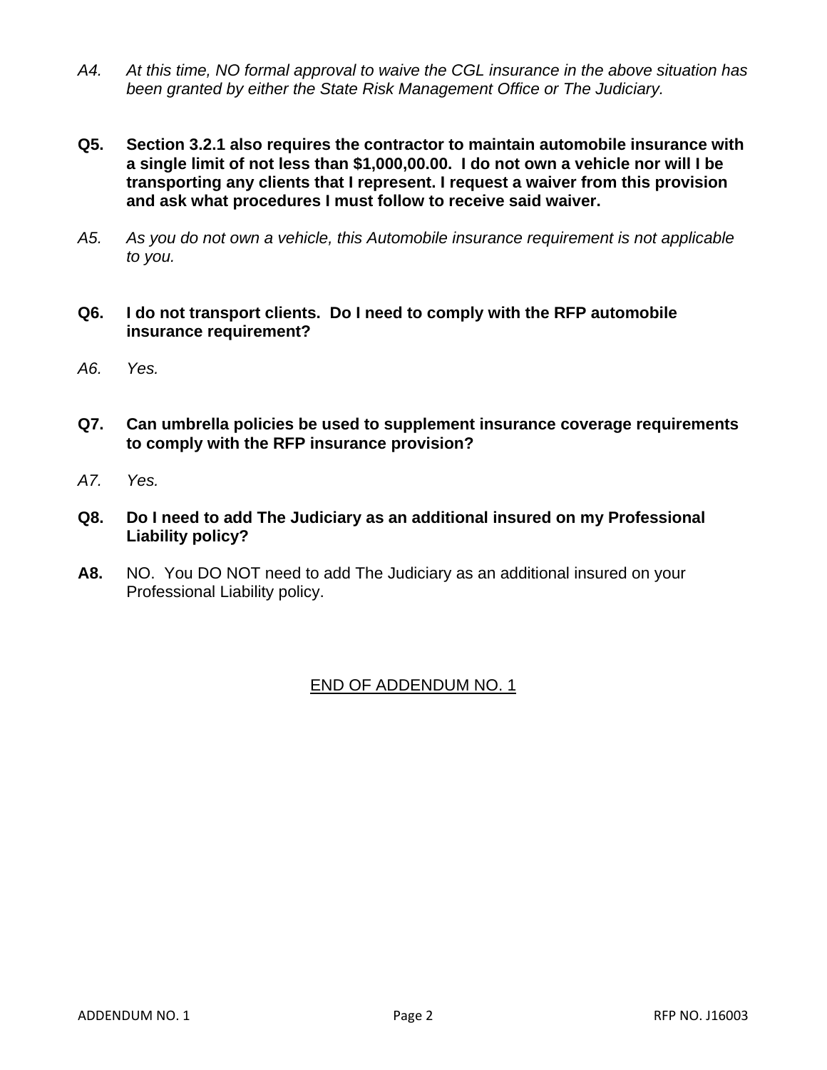*A4. At this time, NO formal approval to waive the CGL insurance in the above situation has been granted by either the State Risk Management Office or The Judiciary.*

**Q5. Section 3.2.1 also requires the contractor to maintain automobile insurance with a single limit of not less than $1,000,00.00. I do not own a vehicle nor will I be transporting any clients that I represent. I request a waiver from this provision and ask what procedures I must follow to receive said waiver.**

*A5. As you do not own a vehicle, this Automobile insurance requirement is not applicable to you.*

**Q6. I do not transport clients. Do I need to comply with the RFP automobile insurance requirement?**

*A6. Yes.*

**Q7. Can umbrella policies be used to supplement insurance coverage requirements to comply with the RFP insurance provision?**

*A7. Yes.*

**Q8. Do I need to add The Judiciary as an additional insured on my Professional Liability policy?**

**A8.** NO. You DO NOT need to add The Judiciary as an additional insured on your Professional Liability policy.

<u>END OF ADDENDUM NO. 1</u>